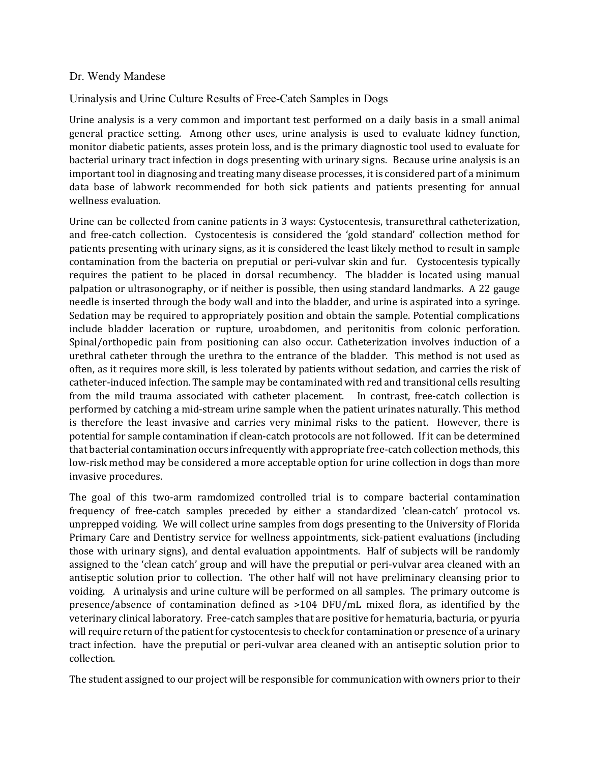Dr. Wendy Mandese

Urinalysis and Urine Culture Results of Free-Catch Samples in Dogs

Urine analysis is a very common and important test performed on a daily basis in a small animal general practice setting. Among other uses, urine analysis is used to evaluate kidney function, monitor diabetic patients, asses protein loss, and is the primary diagnostic tool used to evaluate for bacterial urinary tract infection in dogs presenting with urinary signs. Because urine analysis is an important tool in diagnosing and treating many disease processes, it is considered part of a minimum data base of labwork recommended for both sick patients and patients presenting for annual wellness evaluation.

Urine can be collected from canine patients in 3 ways: Cystocentesis, transurethral catheterization, and free-catch collection. Cystocentesis is considered the 'gold standard' collection method for patients presenting with urinary signs, as it is considered the least likely method to result in sample contamination from the bacteria on preputial or peri-vulvar skin and fur. Cystocentesis typically requires the patient to be placed in dorsal recumbency. The bladder is located using manual palpation or ultrasonography, or if neither is possible, then using standard landmarks. A 22 gauge needle is inserted through the body wall and into the bladder, and urine is aspirated into a syringe. Sedation may be required to appropriately position and obtain the sample. Potential complications include bladder laceration or rupture, uroabdomen, and peritonitis from colonic perforation. Spinal/orthopedic pain from positioning can also occur. Catheterization involves induction of a urethral catheter through the urethra to the entrance of the bladder. This method is not used as often, as it requires more skill, is less tolerated by patients without sedation, and carries the risk of catheter-induced infection. The sample may be contaminated with red and transitional cells resulting from the mild trauma associated with catheter placement. In contrast, free-catch collection is performed by catching a mid-stream urine sample when the patient urinates naturally. This method is therefore the least invasive and carries very minimal risks to the patient. However, there is potential for sample contamination if clean-catch protocols are not followed. If it can be determined that bacterial contamination occurs infrequently with appropriate free-catch collection methods, this low-risk method may be considered a more acceptable option for urine collection in dogs than more invasive procedures.

The goal of this two-arm ramdomized controlled trial is to compare bacterial contamination frequency of free-catch samples preceded by either a standardized 'clean-catch' protocol vs. unprepped voiding. We will collect urine samples from dogs presenting to the University of Florida Primary Care and Dentistry service for wellness appointments, sick-patient evaluations (including those with urinary signs), and dental evaluation appointments. Half of subjects will be randomly assigned to the 'clean catch' group and will have the preputial or peri-vulvar area cleaned with an antiseptic solution prior to collection. The other half will not have preliminary cleansing prior to voiding. A urinalysis and urine culture will be performed on all samples. The primary outcome is presence/absence of contamination defined as >104 DFU/mL mixed flora, as identified by the veterinary clinical laboratory. Free-catch samples that are positive for hematuria, bacturia, or pyuria will require return of the patient for cystocentesis to check for contamination or presence of a urinary tract infection. have the preputial or peri-vulvar area cleaned with an antiseptic solution prior to collection.

The student assigned to our project will be responsible for communication with owners prior to their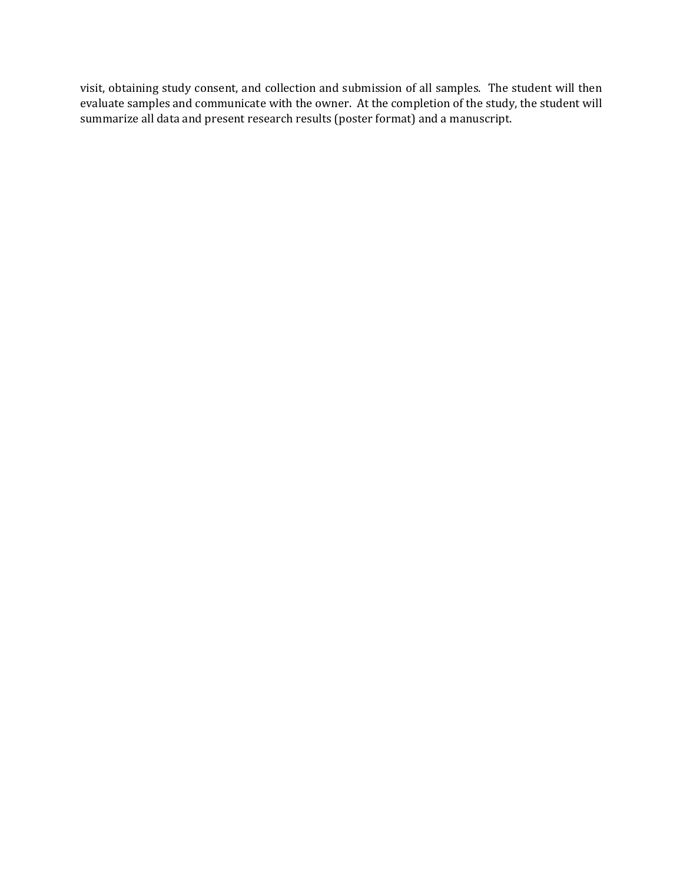visit, obtaining study consent, and collection and submission of all samples. The student will then evaluate samples and communicate with the owner. At the completion of the study, the student will summarize all data and present research results (poster format) and a manuscript.